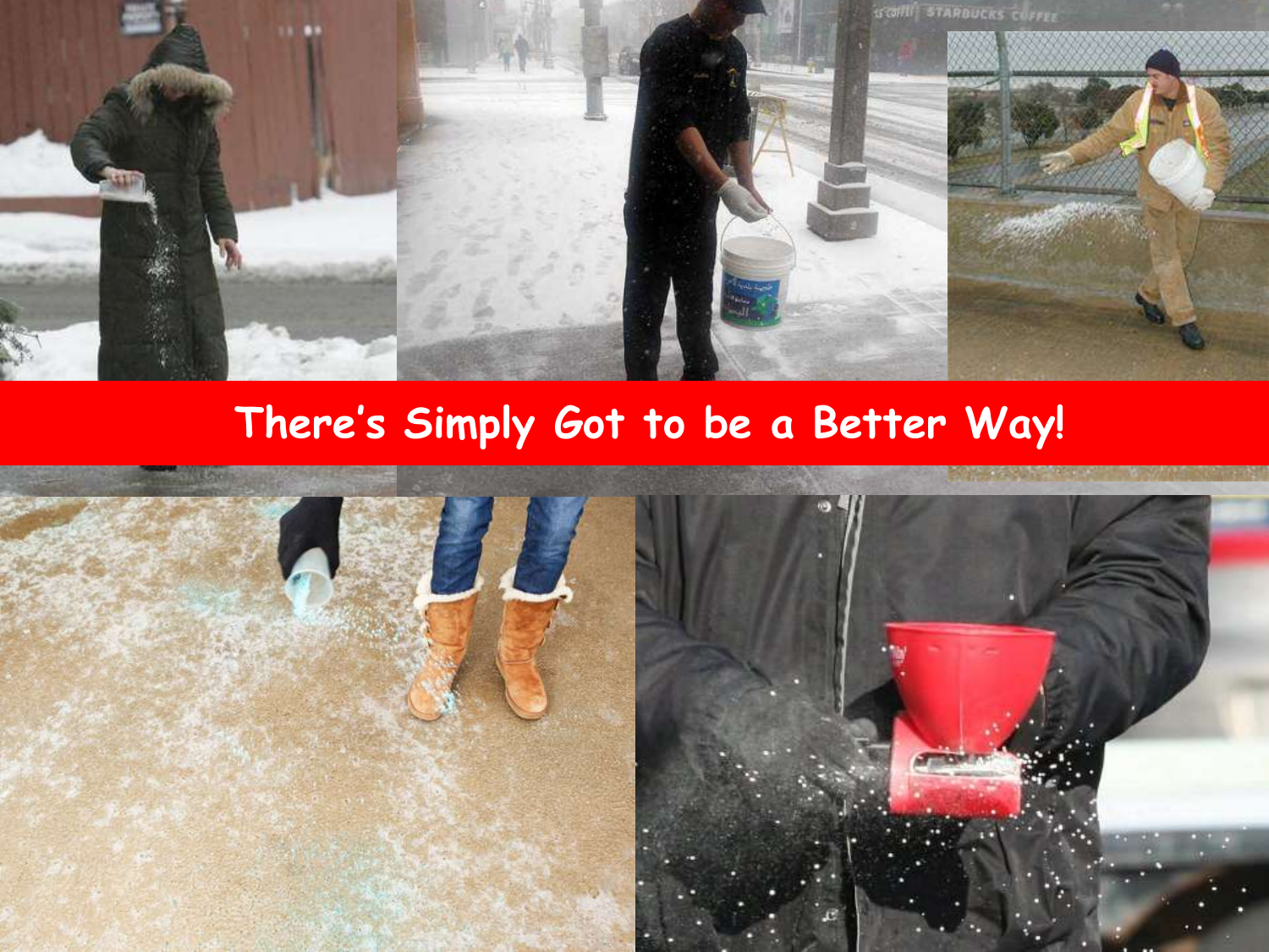There's Simply Got to be a Better Way!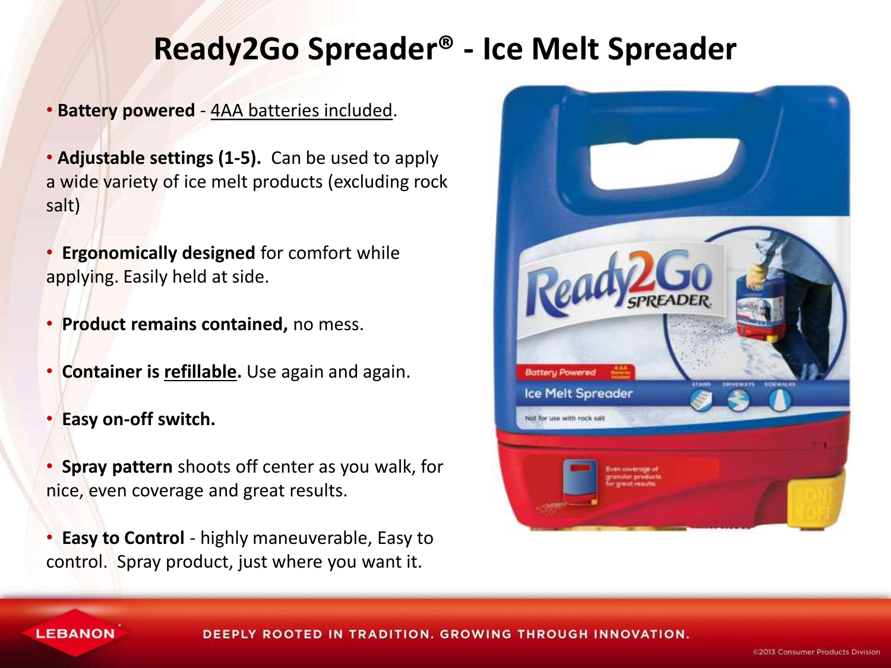# Ready2Go Spreader® - Ice Melt Spreader

- **Battery powered** - 4AA batteries included.
- **Adjustable settings (1-5).** Can be used to apply a wide variety of ice melt products (excluding rock salt)
- **Ergonomically designed** for comfort while applying. Easily held at side.
- **Product remains contained,** no mess.
- **Container is refillable.** Use again and again.
- **Easy on-off switch.**
- **Spray pattern** shoots off center as you walk, for nice, even coverage and great results.
- **Easy to Control** - highly maneuverable, Easy to control. Spray product, just where you want it.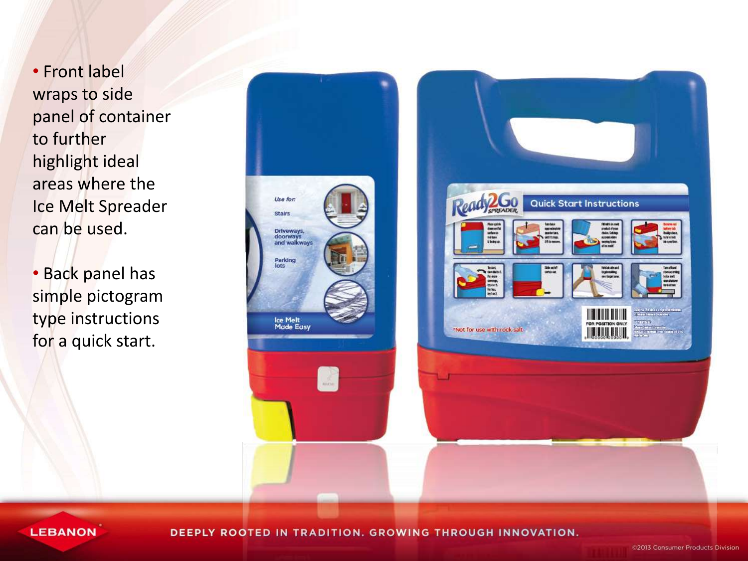- Front label wraps to side panel of container to further highlight ideal areas where the Ice Melt Spreader can be used.
- Back panel has simple pictogram type instructions for a quick start.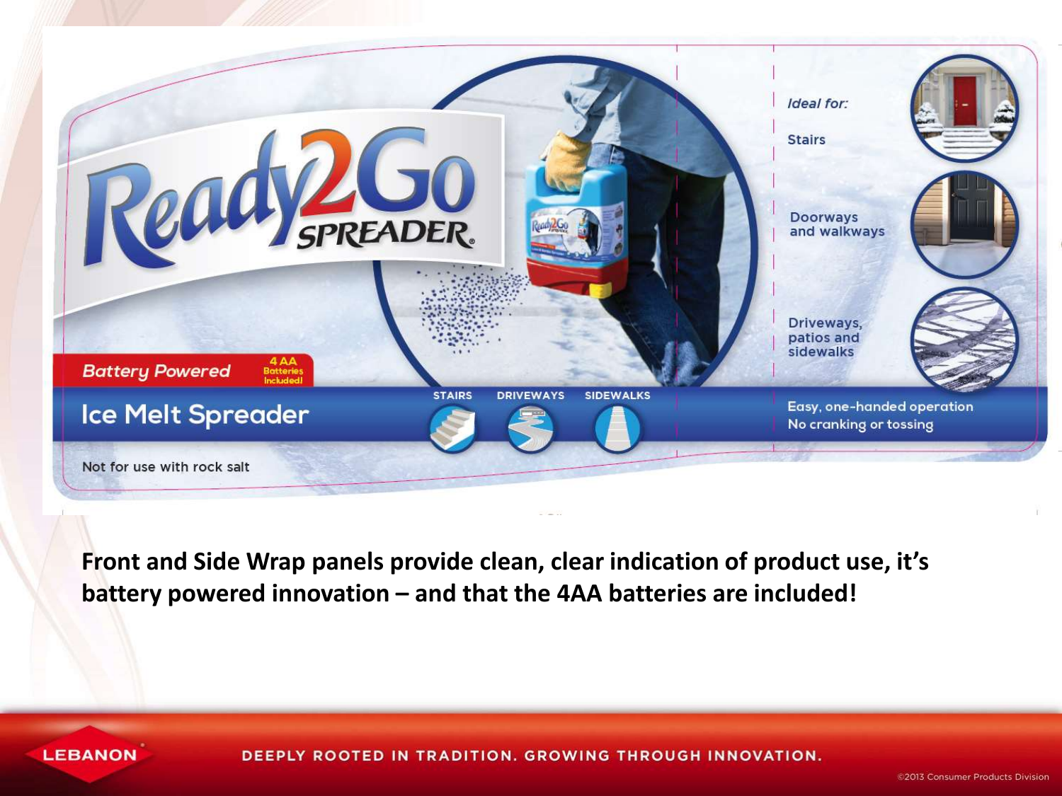Ready2Go SPREADER®

Battery Powered

4 AA Batteries Included!

Ice Melt Spreader

STAIRS

DRIVEWAYS

SIDEWALKS

Not for use with rock salt

*Ideal for:*

Stairs

Doorways and walkways

Driveways, patios and sidewalks

Easy, one-handed operation

No cranking or tossing

**Front and Side Wrap panels provide clean, clear indication of product use, it's battery powered innovation – and that the 4AA batteries are included!**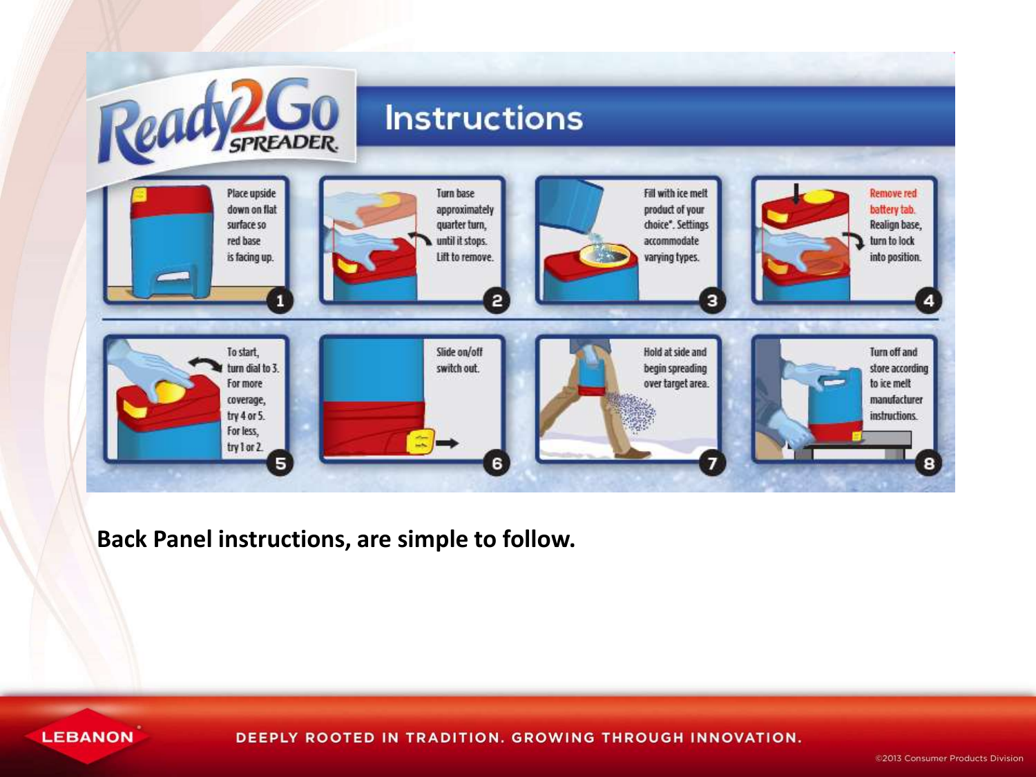# Ready2Go SPREADER Instructions

1. Place upside down on flat surface so red base is facing up.
2. Turn base approximately quarter turn, until it stops. Lift to remove.
3. Fill with ice melt product of your choice*. Settings accommodate varying types.
4. Remove red battery tab. Realign base, turn to lock into position.
5. To start, turn dial to 3. For more coverage, try 4 or 5. For less, try 1 or 2.
6. Slide on/off switch out.
7. Hold at side and begin spreading over target area.
8. Turn off and store according to ice melt manufacturer instructions.

**Back Panel instructions, are simple to follow.**

LEBANON

DEEPLY ROOTED IN TRADITION. GROWING THROUGH INNOVATION.

©2013 Consumer Products Division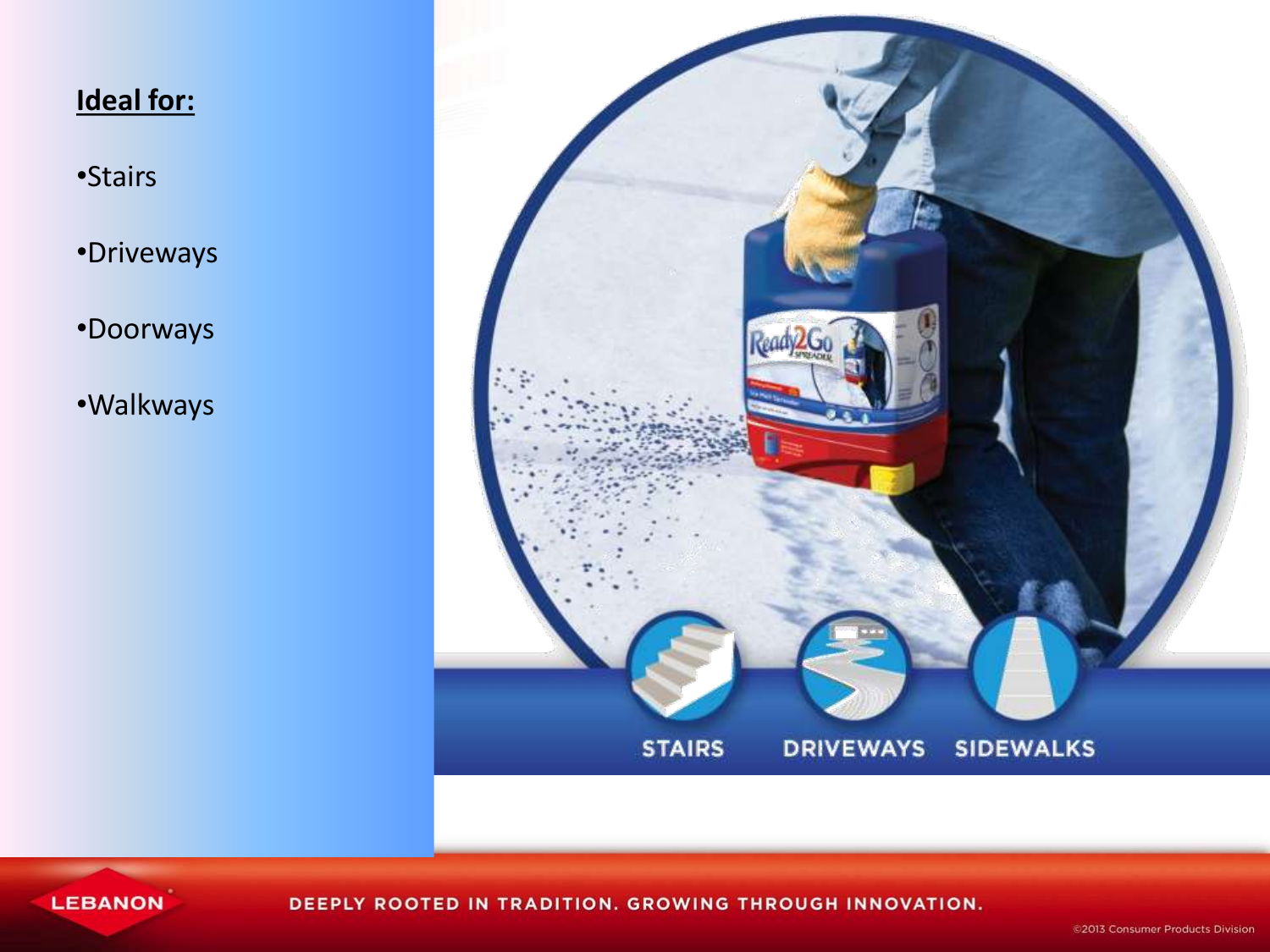**Ideal for:**

- Stairs
- Driveways
- Doorways
- Walkways

STAIRS

DRIVEWAYS

SIDEWALKS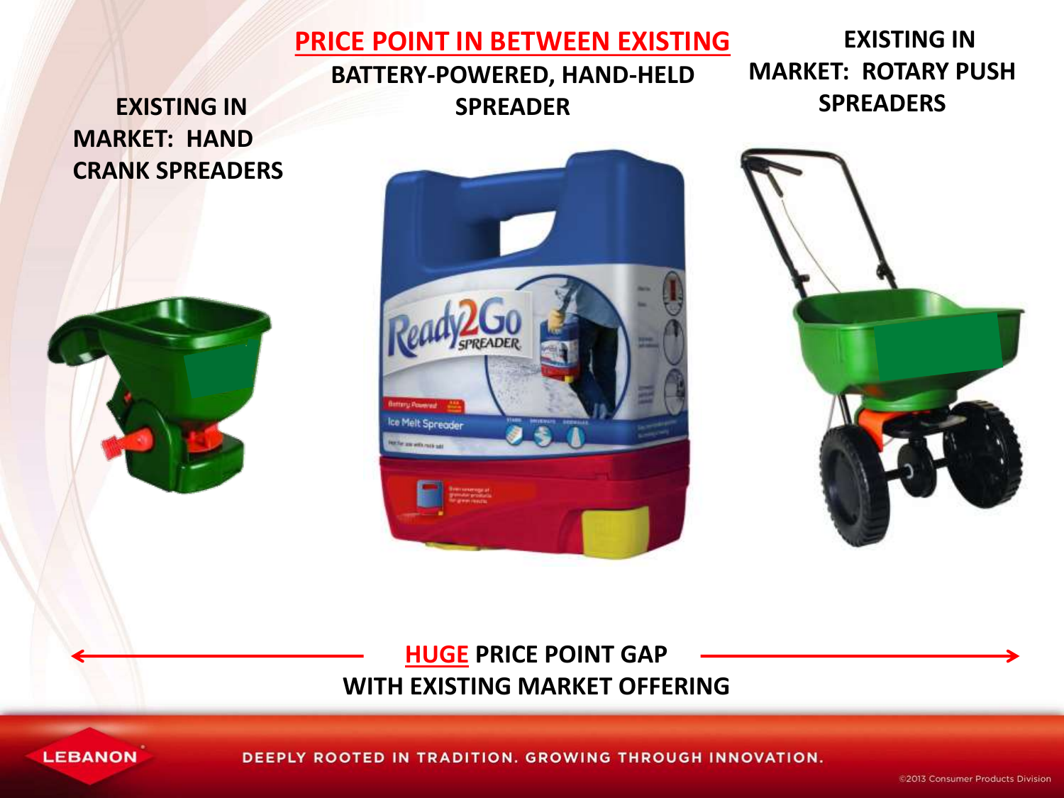# PRICE POINT IN BETWEEN EXISTING

**BATTERY-POWERED, HAND-HELD SPREADER**

**EXISTING IN MARKET: HAND CRANK SPREADERS**

**EXISTING IN MARKET: ROTARY PUSH SPREADERS**

**HUGE PRICE POINT GAP WITH EXISTING MARKET OFFERING**